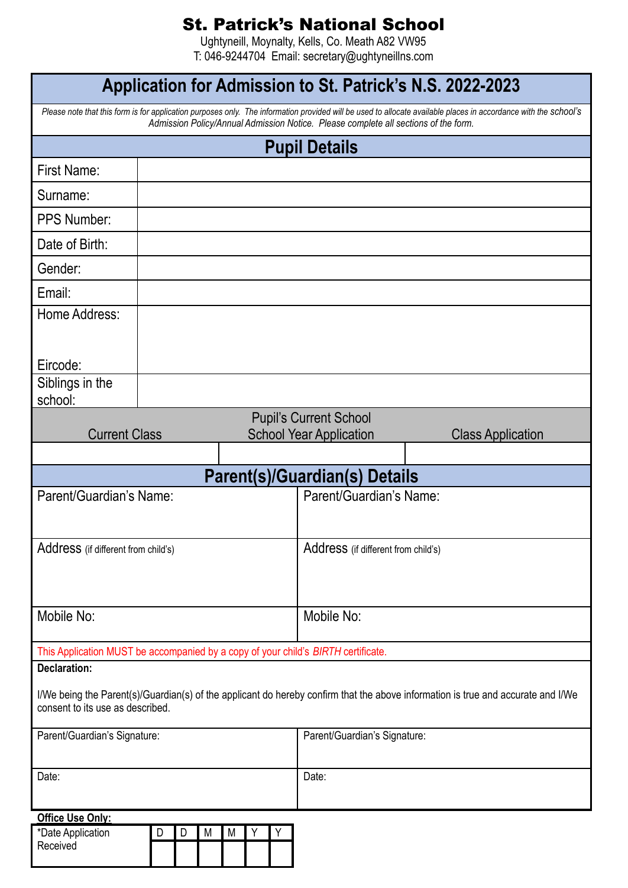# St. Patrick's National School

Ughtyneill, Moynalty, Kells, Co. Meath A82 VW95
T: 046-9244704 Email: secretary@ughtyneillns.com

## Application for Admission to St. Patrick's N.S. 2022-2023

*Please note that this form is for application purposes only. The information provided will be used to allocate available places in accordance with the school's Admission Policy/Annual Admission Notice. Please complete all sections of the form.*

## Pupil Details

| | |
|---|---|
| First Name: | |
| Surname: | |
| PPS Number: | |
| Date of Birth: | |
| Gender: | |
| Email: | |
| Home Address: <br><br> Eircode: | |
| Siblings in the school: | |

**Pupil's Current School**

| Current Class | School Year Application | Class Application |
|---|---|---|
| | | |

## Parent(s)/Guardian(s) Details

| | |
|---|---|
| Parent/Guardian's Name: | Parent/Guardian's Name: |
| Address (if different from child's) | Address (if different from child's) |
| Mobile No: | Mobile No: |

This Application MUST be accompanied by a copy of your child's *BIRTH* certificate.

**Declaration:**

I/We being the Parent(s)/Guardian(s) of the applicant do hereby confirm that the above information is true and accurate and I/We consent to its use as described.

| | |
|---|---|
| Parent/Guardian's Signature: | Parent/Guardian's Signature: |
| Date: | Date: |

**Office Use Only:**

| *Date Application Received | D | D | M | M | Y | Y |
|---|---|---|---|---|---|---|
| | | | | | | |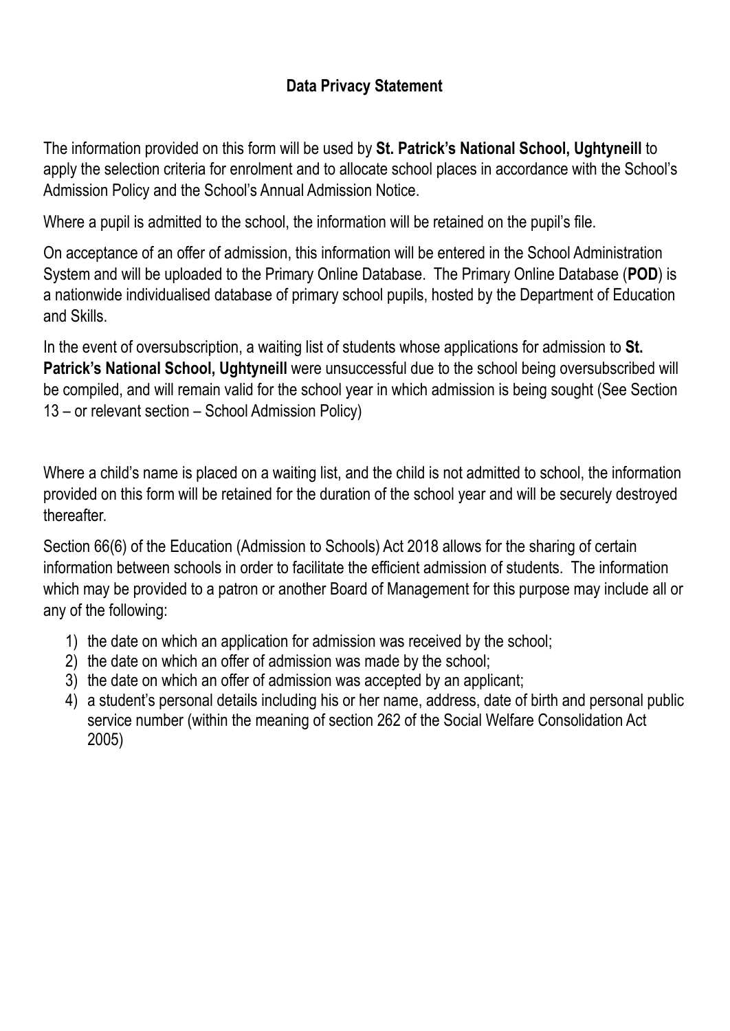## Data Privacy Statement

The information provided on this form will be used by **St. Patrick's National School, Ughtyneill** to apply the selection criteria for enrolment and to allocate school places in accordance with the School's Admission Policy and the School's Annual Admission Notice.

Where a pupil is admitted to the school, the information will be retained on the pupil's file.

On acceptance of an offer of admission, this information will be entered in the School Administration System and will be uploaded to the Primary Online Database. The Primary Online Database (**POD**) is a nationwide individualised database of primary school pupils, hosted by the Department of Education and Skills.

In the event of oversubscription, a waiting list of students whose applications for admission to **St. Patrick's National School, Ughtyneill** were unsuccessful due to the school being oversubscribed will be compiled, and will remain valid for the school year in which admission is being sought (See Section 13 – or relevant section – School Admission Policy)

Where a child's name is placed on a waiting list, and the child is not admitted to school, the information provided on this form will be retained for the duration of the school year and will be securely destroyed thereafter.

Section 66(6) of the Education (Admission to Schools) Act 2018 allows for the sharing of certain information between schools in order to facilitate the efficient admission of students. The information which may be provided to a patron or another Board of Management for this purpose may include all or any of the following:

1) the date on which an application for admission was received by the school;
2) the date on which an offer of admission was made by the school;
3) the date on which an offer of admission was accepted by an applicant;
4) a student's personal details including his or her name, address, date of birth and personal public service number (within the meaning of section 262 of the Social Welfare Consolidation Act 2005)